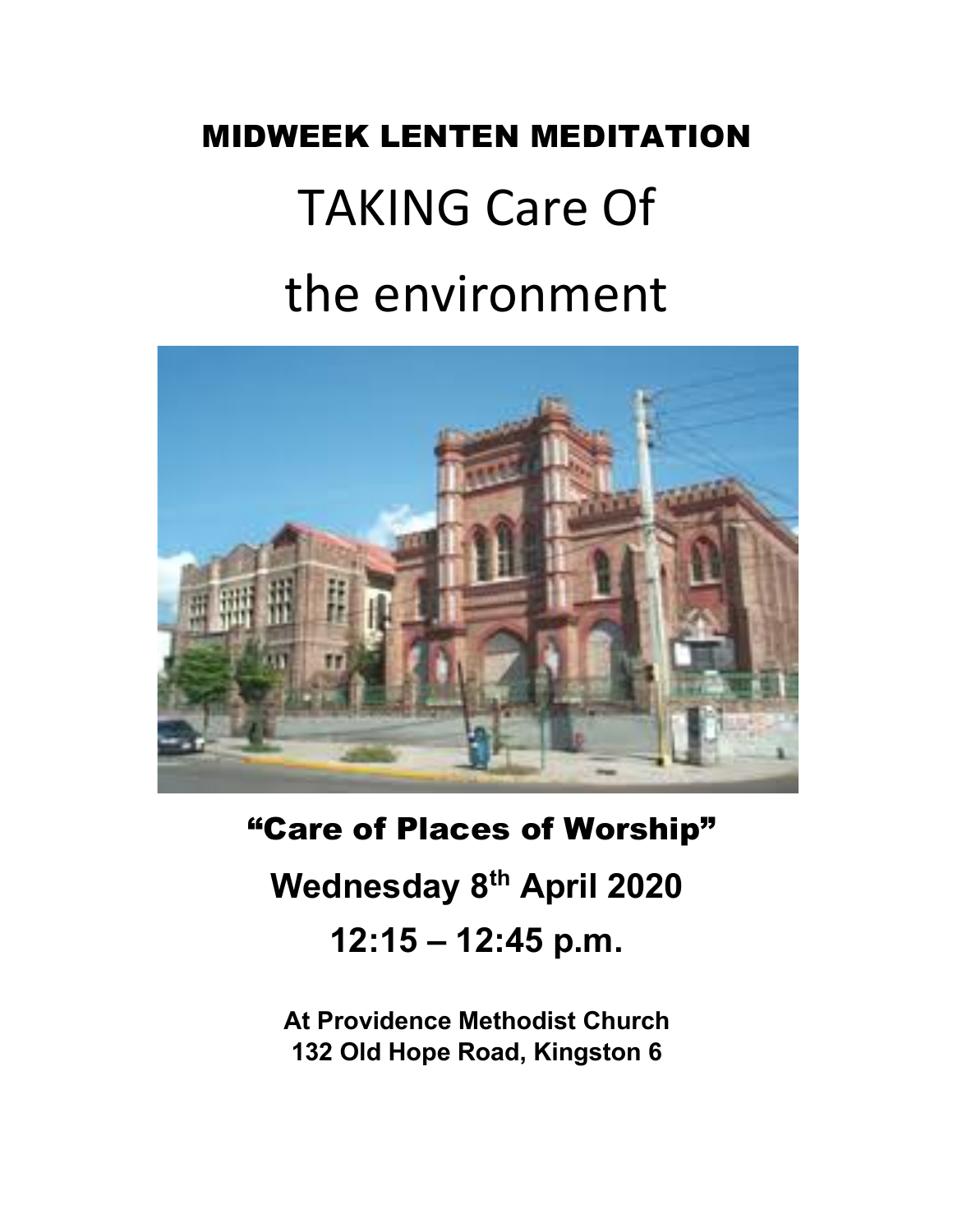# MIDWEEK LENTEN MEDITATION

# TAKING Care Of

# the environment

## "Care of Places of Worship"

**Wednesday 8th April 2020**

**12:15 – 12:45 p.m.**

**At Providence Methodist Church**
**132 Old Hope Road, Kingston 6**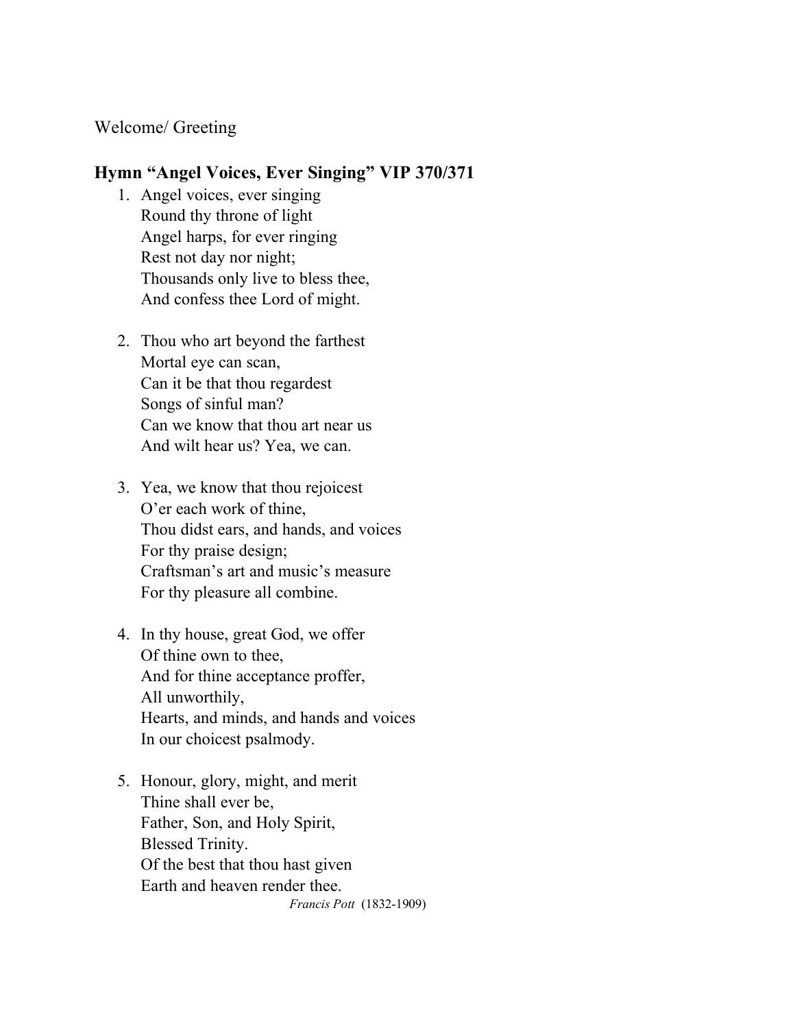Welcome/ Greeting

**Hymn "Angel Voices, Ever Singing" VIP 370/371**

1. Angel voices, ever singing
   Round thy throne of light
   Angel harps, for ever ringing
   Rest not day nor night;
   Thousands only live to bless thee,
   And confess thee Lord of might.

2. Thou who art beyond the farthest
   Mortal eye can scan,
   Can it be that thou regardest
   Songs of sinful man?
   Can we know that thou art near us
   And wilt hear us? Yea, we can.

3. Yea, we know that thou rejoicest
   O'er each work of thine,
   Thou didst ears, and hands, and voices
   For thy praise design;
   Craftsman's art and music's measure
   For thy pleasure all combine.

4. In thy house, great God, we offer
   Of thine own to thee,
   And for thine acceptance proffer,
   All unworthily,
   Hearts, and minds, and hands and voices
   In our choicest psalmody.

5. Honour, glory, might, and merit
   Thine shall ever be,
   Father, Son, and Holy Spirit,
   Blessed Trinity.
   Of the best that thou hast given
   Earth and heaven render thee.

*Francis Pott* (1832-1909)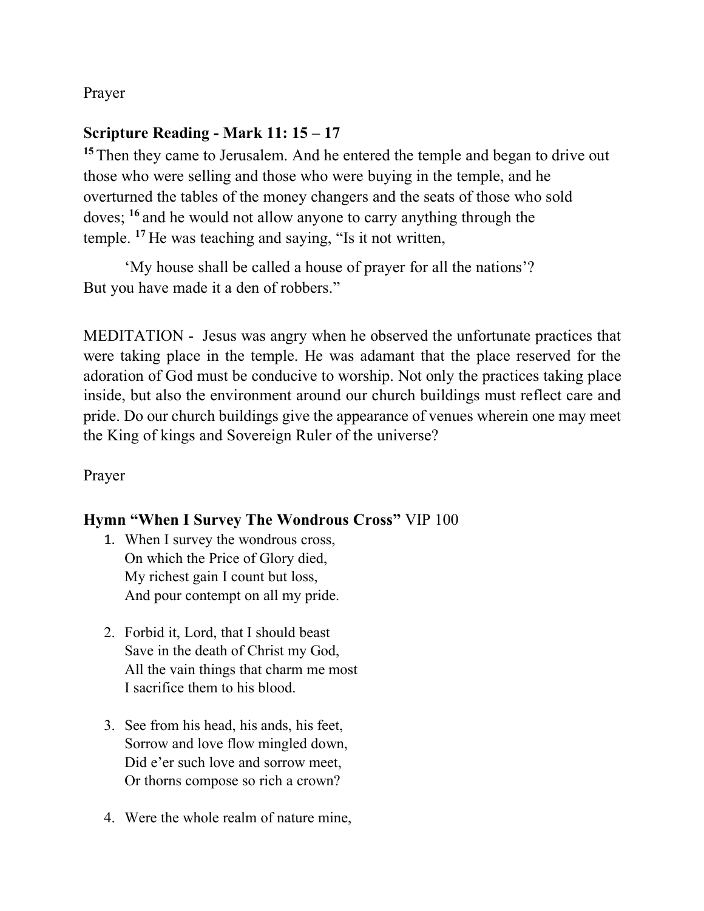Prayer

**Scripture Reading - Mark 11: 15 – 17**

[15] Then they came to Jerusalem. And he entered the temple and began to drive out those who were selling and those who were buying in the temple, and he overturned the tables of the money changers and the seats of those who sold doves; [16] and he would not allow anyone to carry anything through the temple. [17] He was teaching and saying, "Is it not written,

> 'My house shall be called a house of prayer for all the nations'?

But you have made it a den of robbers."

MEDITATION - Jesus was angry when he observed the unfortunate practices that were taking place in the temple. He was adamant that the place reserved for the adoration of God must be conducive to worship. Not only the practices taking place inside, but also the environment around our church buildings must reflect care and pride. Do our church buildings give the appearance of venues wherein one may meet the King of kings and Sovereign Ruler of the universe?

Prayer

**Hymn "When I Survey The Wondrous Cross"** VIP 100

1. When I survey the wondrous cross,
   On which the Price of Glory died,
   My richest gain I count but loss,
   And pour contempt on all my pride.

2. Forbid it, Lord, that I should beast
   Save in the death of Christ my God,
   All the vain things that charm me most
   I sacrifice them to his blood.

3. See from his head, his ands, his feet,
   Sorrow and love flow mingled down,
   Did e'er such love and sorrow meet,
   Or thorns compose so rich a crown?

4. Were the whole realm of nature mine,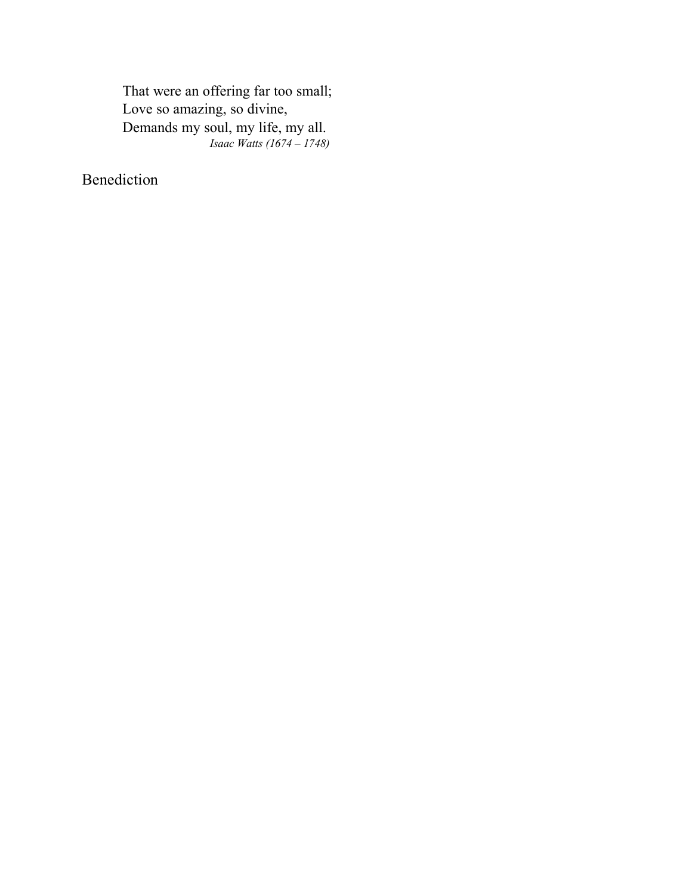That were an offering far too small;
Love so amazing, so divine,
Demands my soul, my life, my all.
*Isaac Watts (1674 – 1748)*

Benediction